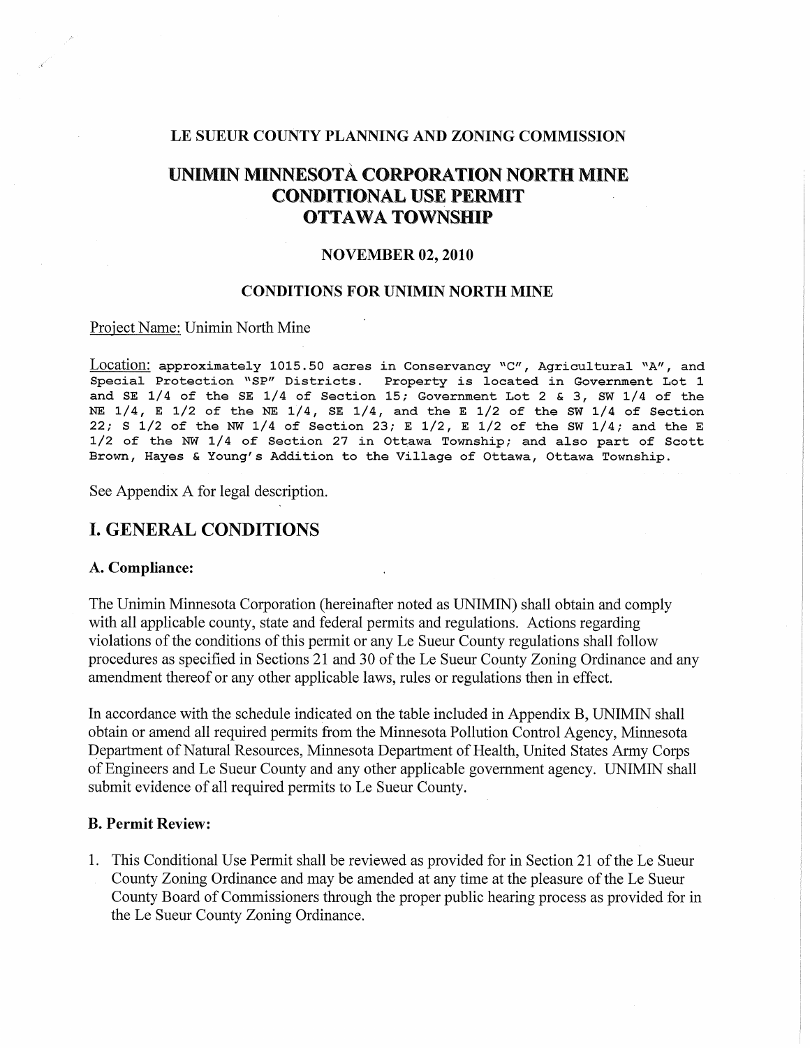**LE SUEUR COUNTY PLANNING AND ZONING COMMISSION**

# UNIMIN MINNESOTA CORPORATION NORTH MINE CONDITIONAL USE PERMIT OTTAWA TOWNSHIP

**NOVEMBER 02, 2010**

**CONDITIONS FOR UNIMIN NORTH MINE**

Project Name: Unimin North Mine

Location: approximately 1015.50 acres in Conservancy "C", Agricultural "A", and Special Protection "SP" Districts. Property is located in Government Lot 1 and SE 1/4 of the SE 1/4 of Section 15; Government Lot 2 & 3, SW 1/4 of the NE 1/4, E 1/2 of the NE 1/4, SE 1/4, and the E 1/2 of the SW 1/4 of Section 22; S 1/2 of the NW 1/4 of Section 23; E 1/2, E 1/2 of the SW 1/4; and the E 1/2 of the NW 1/4 of Section 27 in Ottawa Township; and also part of Scott Brown, Hayes & Young's Addition to the Village of Ottawa, Ottawa Township.

See Appendix A for legal description.

## I. GENERAL CONDITIONS

### A. Compliance:

The Unimin Minnesota Corporation (hereinafter noted as UNIMIN) shall obtain and comply with all applicable county, state and federal permits and regulations. Actions regarding violations of the conditions of this permit or any Le Sueur County regulations shall follow procedures as specified in Sections 21 and 30 of the Le Sueur County Zoning Ordinance and any amendment thereof or any other applicable laws, rules or regulations then in effect.

In accordance with the schedule indicated on the table included in Appendix B, UNIMIN shall obtain or amend all required permits from the Minnesota Pollution Control Agency, Minnesota Department of Natural Resources, Minnesota Department of Health, United States Army Corps of Engineers and Le Sueur County and any other applicable government agency. UNIMIN shall submit evidence of all required permits to Le Sueur County.

### B. Permit Review:

1. This Conditional Use Permit shall be reviewed as provided for in Section 21 of the Le Sueur County Zoning Ordinance and may be amended at any time at the pleasure of the Le Sueur County Board of Commissioners through the proper public hearing process as provided for in the Le Sueur County Zoning Ordinance.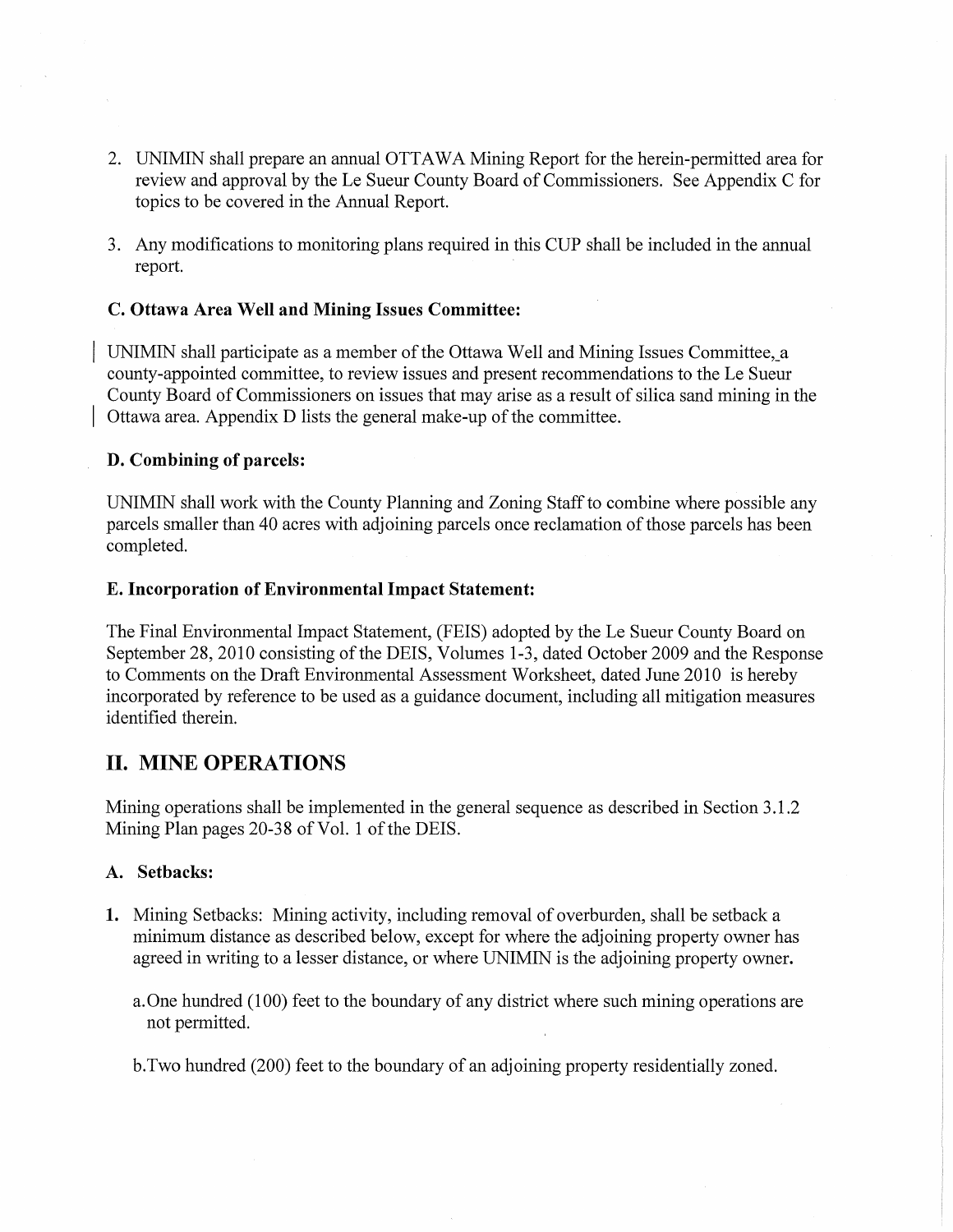2. UNIMIN shall prepare an annual OTTAWA Mining Report for the herein-permitted area for review and approval by the Le Sueur County Board of Commissioners. See Appendix C for topics to be covered in the Annual Report.

3. Any modifications to monitoring plans required in this CUP shall be included in the annual report.

### C. Ottawa Area Well and Mining Issues Committee:

UNIMIN shall participate as a member of the Ottawa Well and Mining Issues Committee, a county-appointed committee, to review issues and present recommendations to the Le Sueur County Board of Commissioners on issues that may arise as a result of silica sand mining in the Ottawa area. Appendix D lists the general make-up of the committee.

### D. Combining of parcels:

UNIMIN shall work with the County Planning and Zoning Staff to combine where possible any parcels smaller than 40 acres with adjoining parcels once reclamation of those parcels has been completed.

### E. Incorporation of Environmental Impact Statement:

The Final Environmental Impact Statement, (FEIS) adopted by the Le Sueur County Board on September 28, 2010 consisting of the DEIS, Volumes 1-3, dated October 2009 and the Response to Comments on the Draft Environmental Assessment Worksheet, dated June 2010 is hereby incorporated by reference to be used as a guidance document, including all mitigation measures identified therein.

## II. MINE OPERATIONS

Mining operations shall be implemented in the general sequence as described in Section 3.1.2 Mining Plan pages 20-38 of Vol. 1 of the DEIS.

### A. Setbacks:

**1.** Mining Setbacks: Mining activity, including removal of overburden, shall be setback a minimum distance as described below, except for where the adjoining property owner has agreed in writing to a lesser distance, or where UNIMIN is the adjoining property owner**.**

a. One hundred (100) feet to the boundary of any district where such mining operations are not permitted.

b. Two hundred (200) feet to the boundary of an adjoining property residentially zoned.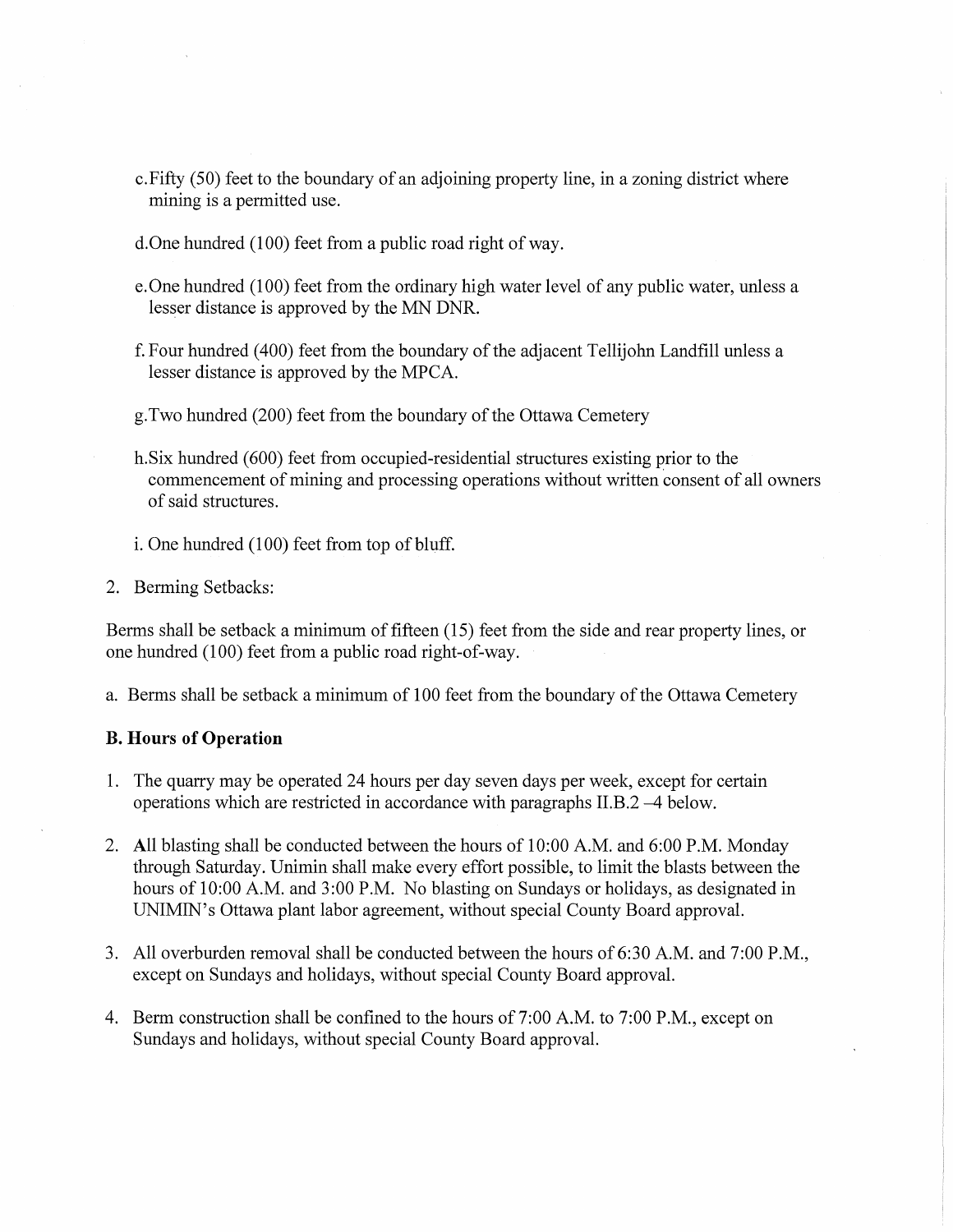c. Fifty (50) feet to the boundary of an adjoining property line, in a zoning district where mining is a permitted use.

d. One hundred (100) feet from a public road right of way.

e. One hundred (100) feet from the ordinary high water level of any public water, unless a lesser distance is approved by the MN DNR.

f. Four hundred (400) feet from the boundary of the adjacent Tellijohn Landfill unless a lesser distance is approved by the MPCA.

g. Two hundred (200) feet from the boundary of the Ottawa Cemetery

h. Six hundred (600) feet from occupied-residential structures existing prior to the commencement of mining and processing operations without written consent of all owners of said structures.

i. One hundred (100) feet from top of bluff.

2. Berming Setbacks:

Berms shall be setback a minimum of fifteen (15) feet from the side and rear property lines, or one hundred (100) feet from a public road right-of-way.

a. Berms shall be setback a minimum of 100 feet from the boundary of the Ottawa Cemetery

**B. Hours of Operation**

1. The quarry may be operated 24 hours per day seven days per week, except for certain operations which are restricted in accordance with paragraphs II.B.2 –4 below.

2. All blasting shall be conducted between the hours of 10:00 A.M. and 6:00 P.M. Monday through Saturday. Unimin shall make every effort possible, to limit the blasts between the hours of 10:00 A.M. and 3:00 P.M. No blasting on Sundays or holidays, as designated in UNIMIN's Ottawa plant labor agreement, without special County Board approval.

3. All overburden removal shall be conducted between the hours of 6:30 A.M. and 7:00 P.M., except on Sundays and holidays, without special County Board approval.

4. Berm construction shall be confined to the hours of 7:00 A.M. to 7:00 P.M., except on Sundays and holidays, without special County Board approval.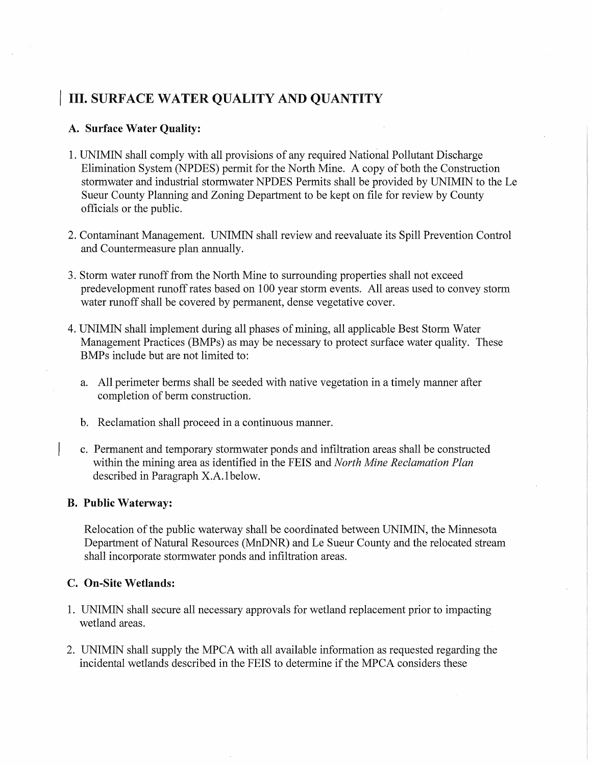# III. SURFACE WATER QUALITY AND QUANTITY

### A. Surface Water Quality:

1. UNIMIN shall comply with all provisions of any required National Pollutant Discharge Elimination System (NPDES) permit for the North Mine. A copy of both the Construction stormwater and industrial stormwater NPDES Permits shall be provided by UNIMIN to the Le Sueur County Planning and Zoning Department to be kept on file for review by County officials or the public.

2. Contaminant Management. UNIMIN shall review and reevaluate its Spill Prevention Control and Countermeasure plan annually.

3. Storm water runoff from the North Mine to surrounding properties shall not exceed predevelopment runoff rates based on 100 year storm events. All areas used to convey storm water runoff shall be covered by permanent, dense vegetative cover.

4. UNIMIN shall implement during all phases of mining, all applicable Best Storm Water Management Practices (BMPs) as may be necessary to protect surface water quality. These BMPs include but are not limited to:

   a. All perimeter berms shall be seeded with native vegetation in a timely manner after completion of berm construction.

   b. Reclamation shall proceed in a continuous manner.

   c. Permanent and temporary stormwater ponds and infiltration areas shall be constructed within the mining area as identified in the FEIS and *North Mine Reclamation Plan* described in Paragraph X.A.1below.

### B. Public Waterway:

Relocation of the public waterway shall be coordinated between UNIMIN, the Minnesota Department of Natural Resources (MnDNR) and Le Sueur County and the relocated stream shall incorporate stormwater ponds and infiltration areas.

### C. On-Site Wetlands:

1. UNIMIN shall secure all necessary approvals for wetland replacement prior to impacting wetland areas.

2. UNIMIN shall supply the MPCA with all available information as requested regarding the incidental wetlands described in the FEIS to determine if the MPCA considers these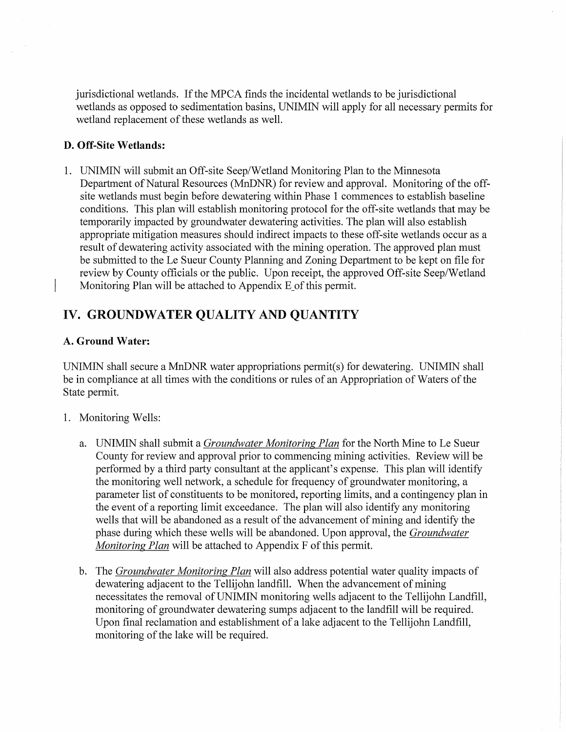jurisdictional wetlands. If the MPCA finds the incidental wetlands to be jurisdictional wetlands as opposed to sedimentation basins, UNIMIN will apply for all necessary permits for wetland replacement of these wetlands as well.

### D. Off-Site Wetlands:

1. UNIMIN will submit an Off-site Seep/Wetland Monitoring Plan to the Minnesota Department of Natural Resources (MnDNR) for review and approval. Monitoring of the off-site wetlands must begin before dewatering within Phase 1 commences to establish baseline conditions. This plan will establish monitoring protocol for the off-site wetlands that may be temporarily impacted by groundwater dewatering activities. The plan will also establish appropriate mitigation measures should indirect impacts to these off-site wetlands occur as a result of dewatering activity associated with the mining operation. The approved plan must be submitted to the Le Sueur County Planning and Zoning Department to be kept on file for review by County officials or the public. Upon receipt, the approved Off-site Seep/Wetland Monitoring Plan will be attached to Appendix E of this permit.

## IV. GROUNDWATER QUALITY AND QUANTITY

### A. Ground Water:

UNIMIN shall secure a MnDNR water appropriations permit(s) for dewatering. UNIMIN shall be in compliance at all times with the conditions or rules of an Appropriation of Waters of the State permit.

1. Monitoring Wells:

   a. UNIMIN shall submit a *Groundwater Monitoring Plan* for the North Mine to Le Sueur County for review and approval prior to commencing mining activities. Review will be performed by a third party consultant at the applicant's expense. This plan will identify the monitoring well network, a schedule for frequency of groundwater monitoring, a parameter list of constituents to be monitored, reporting limits, and a contingency plan in the event of a reporting limit exceedance. The plan will also identify any monitoring wells that will be abandoned as a result of the advancement of mining and identify the phase during which these wells will be abandoned. Upon approval, the *Groundwater Monitoring Plan* will be attached to Appendix F of this permit.

   b. The *Groundwater Monitoring Plan* will also address potential water quality impacts of dewatering adjacent to the Tellijohn landfill. When the advancement of mining necessitates the removal of UNIMIN monitoring wells adjacent to the Tellijohn Landfill, monitoring of groundwater dewatering sumps adjacent to the landfill will be required. Upon final reclamation and establishment of a lake adjacent to the Tellijohn Landfill, monitoring of the lake will be required.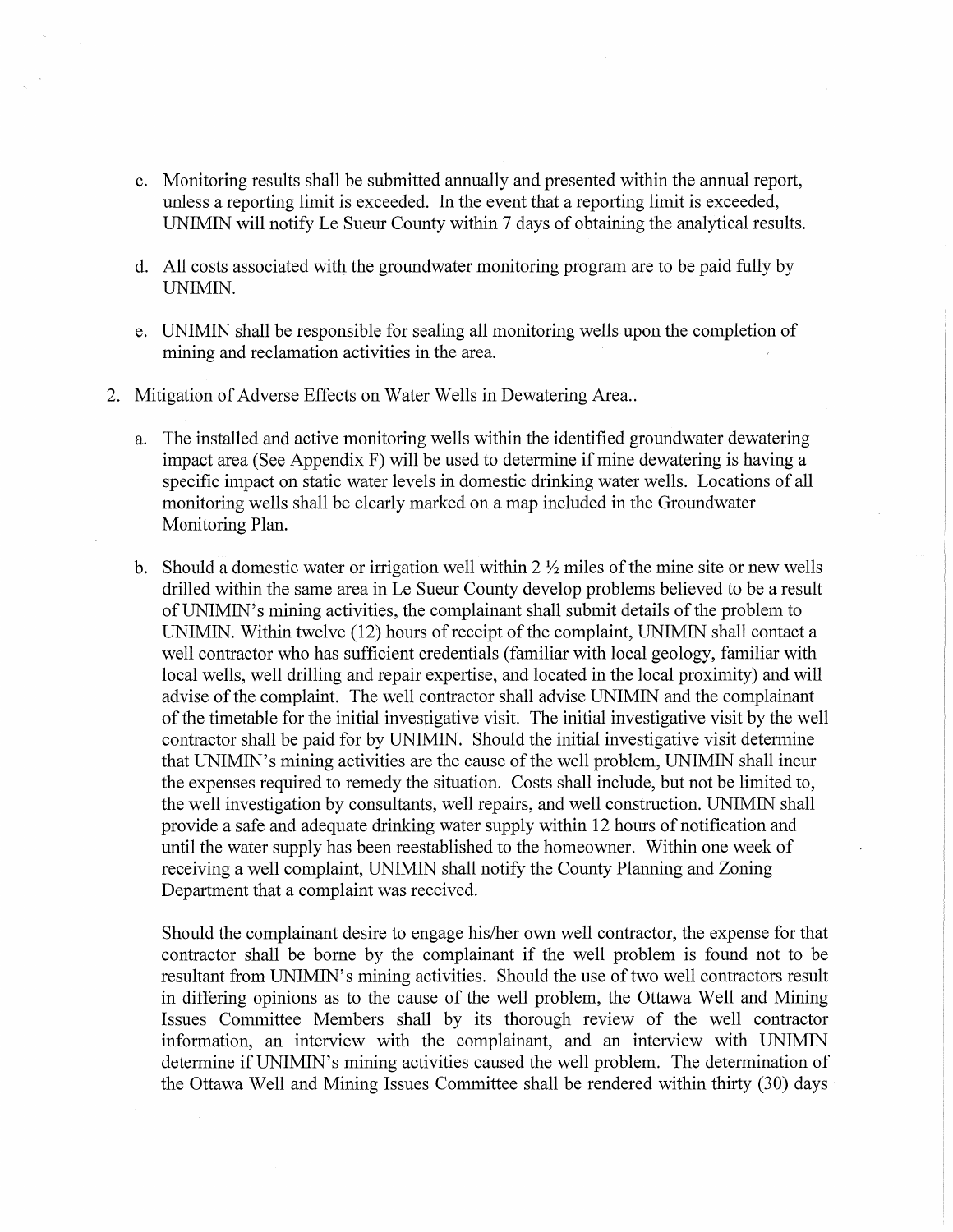c. Monitoring results shall be submitted annually and presented within the annual report, unless a reporting limit is exceeded. In the event that a reporting limit is exceeded, UNIMIN will notify Le Sueur County within 7 days of obtaining the analytical results.

d. All costs associated with the groundwater monitoring program are to be paid fully by UNIMIN.

e. UNIMIN shall be responsible for sealing all monitoring wells upon the completion of mining and reclamation activities in the area.

2. Mitigation of Adverse Effects on Water Wells in Dewatering Area..

   a. The installed and active monitoring wells within the identified groundwater dewatering impact area (See Appendix F) will be used to determine if mine dewatering is having a specific impact on static water levels in domestic drinking water wells. Locations of all monitoring wells shall be clearly marked on a map included in the Groundwater Monitoring Plan.

   b. Should a domestic water or irrigation well within 2 ½ miles of the mine site or new wells drilled within the same area in Le Sueur County develop problems believed to be a result of UNIMIN's mining activities, the complainant shall submit details of the problem to UNIMIN. Within twelve (12) hours of receipt of the complaint, UNIMIN shall contact a well contractor who has sufficient credentials (familiar with local geology, familiar with local wells, well drilling and repair expertise, and located in the local proximity) and will advise of the complaint. The well contractor shall advise UNIMIN and the complainant of the timetable for the initial investigative visit. The initial investigative visit by the well contractor shall be paid for by UNIMIN. Should the initial investigative visit determine that UNIMIN's mining activities are the cause of the well problem, UNIMIN shall incur the expenses required to remedy the situation. Costs shall include, but not be limited to, the well investigation by consultants, well repairs, and well construction. UNIMIN shall provide a safe and adequate drinking water supply within 12 hours of notification and until the water supply has been reestablished to the homeowner. Within one week of receiving a well complaint, UNIMIN shall notify the County Planning and Zoning Department that a complaint was received.

      Should the complainant desire to engage his/her own well contractor, the expense for that contractor shall be borne by the complainant if the well problem is found not to be resultant from UNIMIN's mining activities. Should the use of two well contractors result in differing opinions as to the cause of the well problem, the Ottawa Well and Mining Issues Committee Members shall by its thorough review of the well contractor information, an interview with the complainant, and an interview with UNIMIN determine if UNIMIN's mining activities caused the well problem. The determination of the Ottawa Well and Mining Issues Committee shall be rendered within thirty (30) days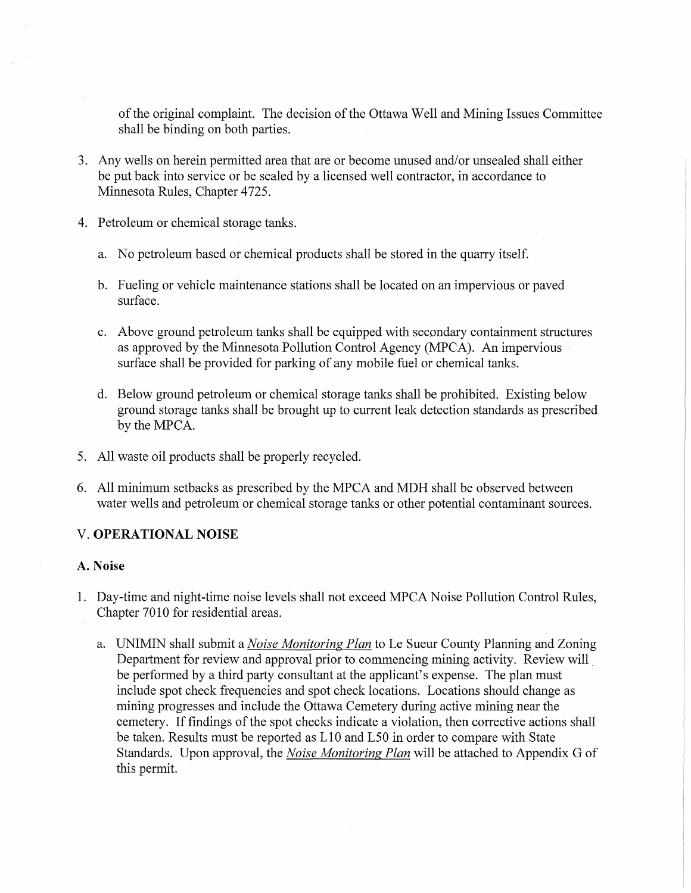of the original complaint. The decision of the Ottawa Well and Mining Issues Committee shall be binding on both parties.

3. Any wells on herein permitted area that are or become unused and/or unsealed shall either be put back into service or be sealed by a licensed well contractor, in accordance to Minnesota Rules, Chapter 4725.

4. Petroleum or chemical storage tanks.

   a. No petroleum based or chemical products shall be stored in the quarry itself.

   b. Fueling or vehicle maintenance stations shall be located on an impervious or paved surface.

   c. Above ground petroleum tanks shall be equipped with secondary containment structures as approved by the Minnesota Pollution Control Agency (MPCA). An impervious surface shall be provided for parking of any mobile fuel or chemical tanks.

   d. Below ground petroleum or chemical storage tanks shall be prohibited. Existing below ground storage tanks shall be brought up to current leak detection standards as prescribed by the MPCA.

5. All waste oil products shall be properly recycled.

6. All minimum setbacks as prescribed by the MPCA and MDH shall be observed between water wells and petroleum or chemical storage tanks or other potential contaminant sources.

## V. **OPERATIONAL NOISE**

### A. Noise

1. Day-time and night-time noise levels shall not exceed MPCA Noise Pollution Control Rules, Chapter 7010 for residential areas.

   a. UNIMIN shall submit a *Noise Monitoring Plan* to Le Sueur County Planning and Zoning Department for review and approval prior to commencing mining activity. Review will be performed by a third party consultant at the applicant's expense. The plan must include spot check frequencies and spot check locations. Locations should change as mining progresses and include the Ottawa Cemetery during active mining near the cemetery. If findings of the spot checks indicate a violation, then corrective actions shall be taken. Results must be reported as L10 and L50 in order to compare with State Standards. Upon approval, the *Noise Monitoring Plan* will be attached to Appendix G of this permit.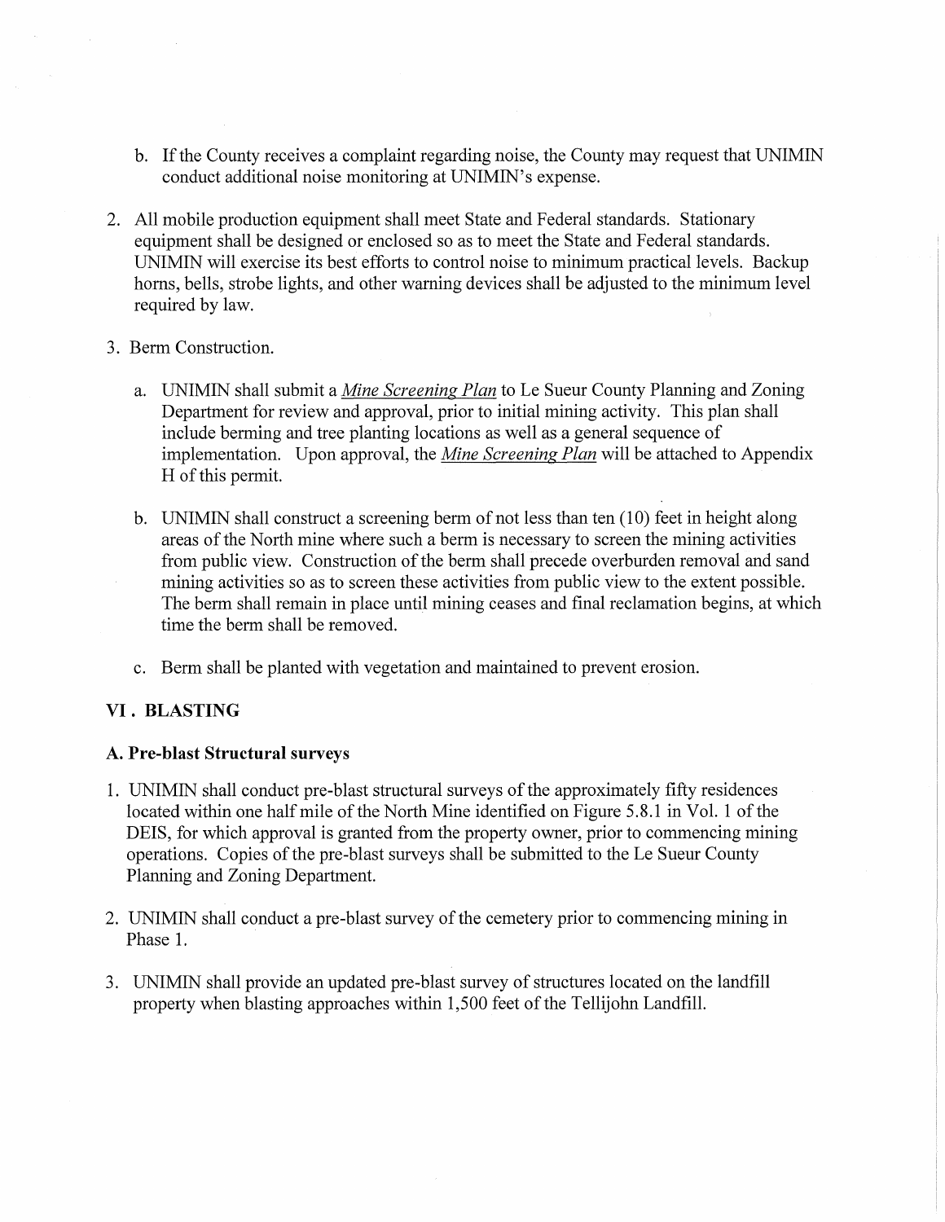b. If the County receives a complaint regarding noise, the County may request that UNIMIN conduct additional noise monitoring at UNIMIN's expense.

2. All mobile production equipment shall meet State and Federal standards. Stationary equipment shall be designed or enclosed so as to meet the State and Federal standards. UNIMIN will exercise its best efforts to control noise to minimum practical levels. Backup horns, bells, strobe lights, and other warning devices shall be adjusted to the minimum level required by law.

3. Berm Construction.

   a. UNIMIN shall submit a _Mine Screening Plan_ to Le Sueur County Planning and Zoning Department for review and approval, prior to initial mining activity. This plan shall include berming and tree planting locations as well as a general sequence of implementation. Upon approval, the _Mine Screening Plan_ will be attached to Appendix H of this permit.

   b. UNIMIN shall construct a screening berm of not less than ten (10) feet in height along areas of the North mine where such a berm is necessary to screen the mining activities from public view. Construction of the berm shall precede overburden removal and sand mining activities so as to screen these activities from public view to the extent possible. The berm shall remain in place until mining ceases and final reclamation begins, at which time the berm shall be removed.

   c. Berm shall be planted with vegetation and maintained to prevent erosion.

## VI . BLASTING

### A. Pre-blast Structural surveys

1. UNIMIN shall conduct pre-blast structural surveys of the approximately fifty residences located within one half mile of the North Mine identified on Figure 5.8.1 in Vol. 1 of the DEIS, for which approval is granted from the property owner, prior to commencing mining operations. Copies of the pre-blast surveys shall be submitted to the Le Sueur County Planning and Zoning Department.

2. UNIMIN shall conduct a pre-blast survey of the cemetery prior to commencing mining in Phase 1.

3. UNIMIN shall provide an updated pre-blast survey of structures located on the landfill property when blasting approaches within 1,500 feet of the Tellijohn Landfill.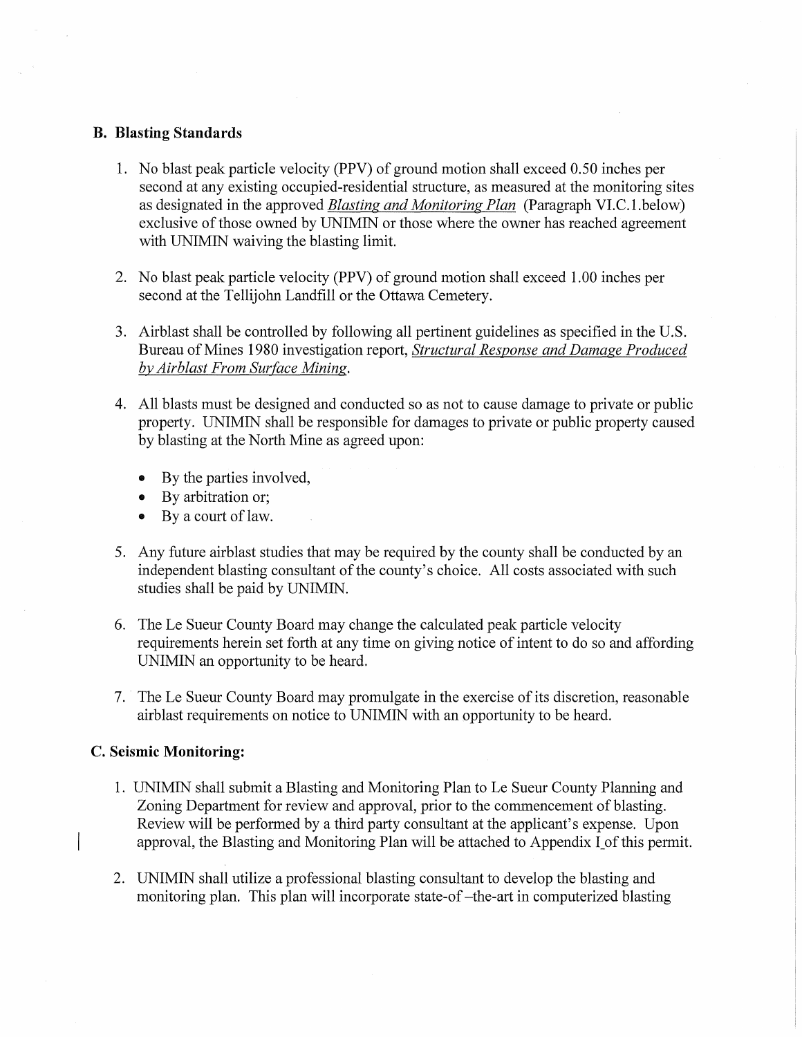### B. Blasting Standards

1. No blast peak particle velocity (PPV) of ground motion shall exceed 0.50 inches per second at any existing occupied-residential structure, as measured at the monitoring sites as designated in the approved *Blasting and Monitoring Plan* (Paragraph VI.C.1.below) exclusive of those owned by UNIMIN or those where the owner has reached agreement with UNIMIN waiving the blasting limit.

2. No blast peak particle velocity (PPV) of ground motion shall exceed 1.00 inches per second at the Tellijohn Landfill or the Ottawa Cemetery.

3. Airblast shall be controlled by following all pertinent guidelines as specified in the U.S. Bureau of Mines 1980 investigation report, *Structural Response and Damage Produced by Airblast From Surface Mining*.

4. All blasts must be designed and conducted so as not to cause damage to private or public property. UNIMIN shall be responsible for damages to private or public property caused by blasting at the North Mine as agreed upon:
   - By the parties involved,
   - By arbitration or;
   - By a court of law.

5. Any future airblast studies that may be required by the county shall be conducted by an independent blasting consultant of the county's choice. All costs associated with such studies shall be paid by UNIMIN.

6. The Le Sueur County Board may change the calculated peak particle velocity requirements herein set forth at any time on giving notice of intent to do so and affording UNIMIN an opportunity to be heard.

7. The Le Sueur County Board may promulgate in the exercise of its discretion, reasonable airblast requirements on notice to UNIMIN with an opportunity to be heard.

### C. Seismic Monitoring:

1. UNIMIN shall submit a Blasting and Monitoring Plan to Le Sueur County Planning and Zoning Department for review and approval, prior to the commencement of blasting. Review will be performed by a third party consultant at the applicant's expense. Upon approval, the Blasting and Monitoring Plan will be attached to Appendix I of this permit.

2. UNIMIN shall utilize a professional blasting consultant to develop the blasting and monitoring plan. This plan will incorporate state-of –the-art in computerized blasting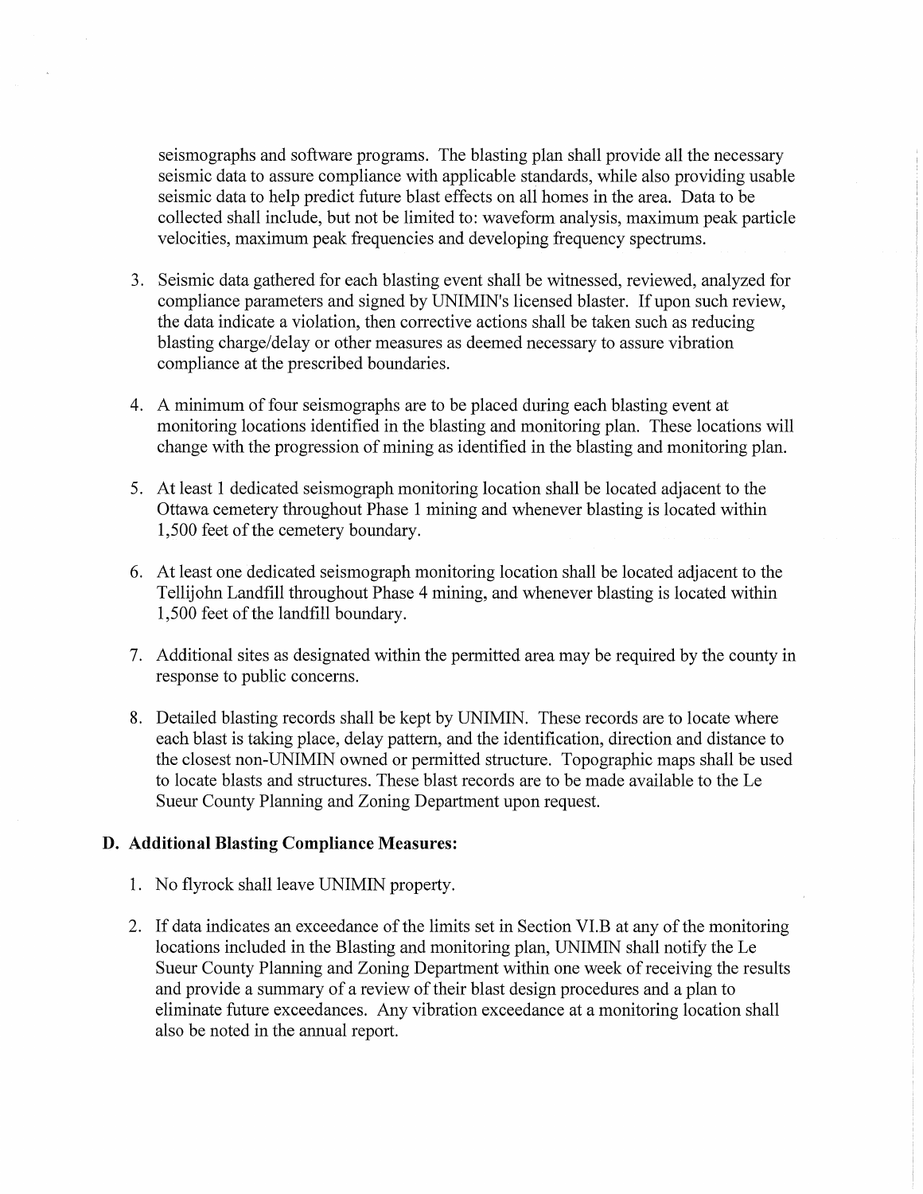seismographs and software programs. The blasting plan shall provide all the necessary seismic data to assure compliance with applicable standards, while also providing usable seismic data to help predict future blast effects on all homes in the area. Data to be collected shall include, but not be limited to: waveform analysis, maximum peak particle velocities, maximum peak frequencies and developing frequency spectrums.

3. Seismic data gathered for each blasting event shall be witnessed, reviewed, analyzed for compliance parameters and signed by UNIMIN's licensed blaster. If upon such review, the data indicate a violation, then corrective actions shall be taken such as reducing blasting charge/delay or other measures as deemed necessary to assure vibration compliance at the prescribed boundaries.

4. A minimum of four seismographs are to be placed during each blasting event at monitoring locations identified in the blasting and monitoring plan. These locations will change with the progression of mining as identified in the blasting and monitoring plan.

5. At least 1 dedicated seismograph monitoring location shall be located adjacent to the Ottawa cemetery throughout Phase 1 mining and whenever blasting is located within 1,500 feet of the cemetery boundary.

6. At least one dedicated seismograph monitoring location shall be located adjacent to the Tellijohn Landfill throughout Phase 4 mining, and whenever blasting is located within 1,500 feet of the landfill boundary.

7. Additional sites as designated within the permitted area may be required by the county in response to public concerns.

8. Detailed blasting records shall be kept by UNIMIN. These records are to locate where each blast is taking place, delay pattern, and the identification, direction and distance to the closest non-UNIMIN owned or permitted structure. Topographic maps shall be used to locate blasts and structures. These blast records are to be made available to the Le Sueur County Planning and Zoning Department upon request.

## D. Additional Blasting Compliance Measures:

1. No flyrock shall leave UNIMIN property.

2. If data indicates an exceedance of the limits set in Section VI.B at any of the monitoring locations included in the Blasting and monitoring plan, UNIMIN shall notify the Le Sueur County Planning and Zoning Department within one week of receiving the results and provide a summary of a review of their blast design procedures and a plan to eliminate future exceedances. Any vibration exceedance at a monitoring location shall also be noted in the annual report.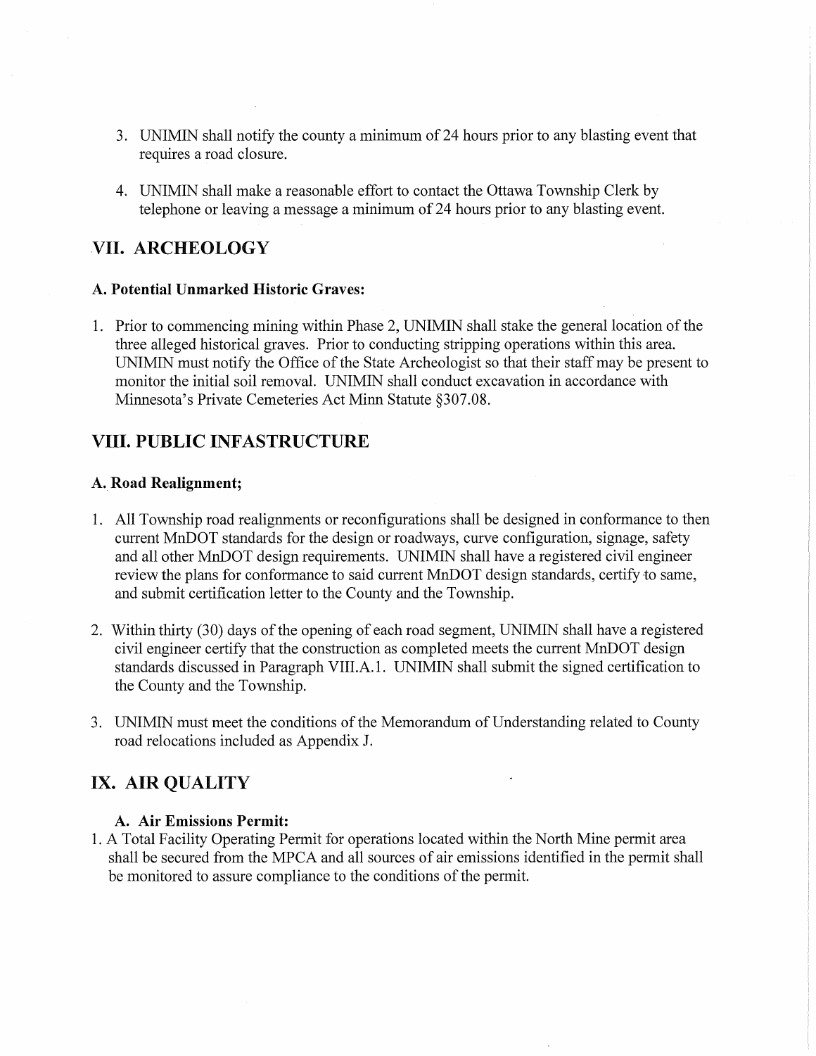3. UNIMIN shall notify the county a minimum of 24 hours prior to any blasting event that requires a road closure.

4. UNIMIN shall make a reasonable effort to contact the Ottawa Township Clerk by telephone or leaving a message a minimum of 24 hours prior to any blasting event.

## VII. ARCHEOLOGY

### A. Potential Unmarked Historic Graves:

1. Prior to commencing mining within Phase 2, UNIMIN shall stake the general location of the three alleged historical graves. Prior to conducting stripping operations within this area. UNIMIN must notify the Office of the State Archeologist so that their staff may be present to monitor the initial soil removal. UNIMIN shall conduct excavation in accordance with Minnesota's Private Cemeteries Act Minn Statute §307.08.

## VIII. PUBLIC INFASTRUCTURE

### A. Road Realignment;

1. All Township road realignments or reconfigurations shall be designed in conformance to then current MnDOT standards for the design or roadways, curve configuration, signage, safety and all other MnDOT design requirements. UNIMIN shall have a registered civil engineer review the plans for conformance to said current MnDOT design standards, certify to same, and submit certification letter to the County and the Township.

2. Within thirty (30) days of the opening of each road segment, UNIMIN shall have a registered civil engineer certify that the construction as completed meets the current MnDOT design standards discussed in Paragraph VIII.A.1. UNIMIN shall submit the signed certification to the County and the Township.

3. UNIMIN must meet the conditions of the Memorandum of Understanding related to County road relocations included as Appendix J.

## IX. AIR QUALITY

### A. Air Emissions Permit:

1. A Total Facility Operating Permit for operations located within the North Mine permit area shall be secured from the MPCA and all sources of air emissions identified in the permit shall be monitored to assure compliance to the conditions of the permit.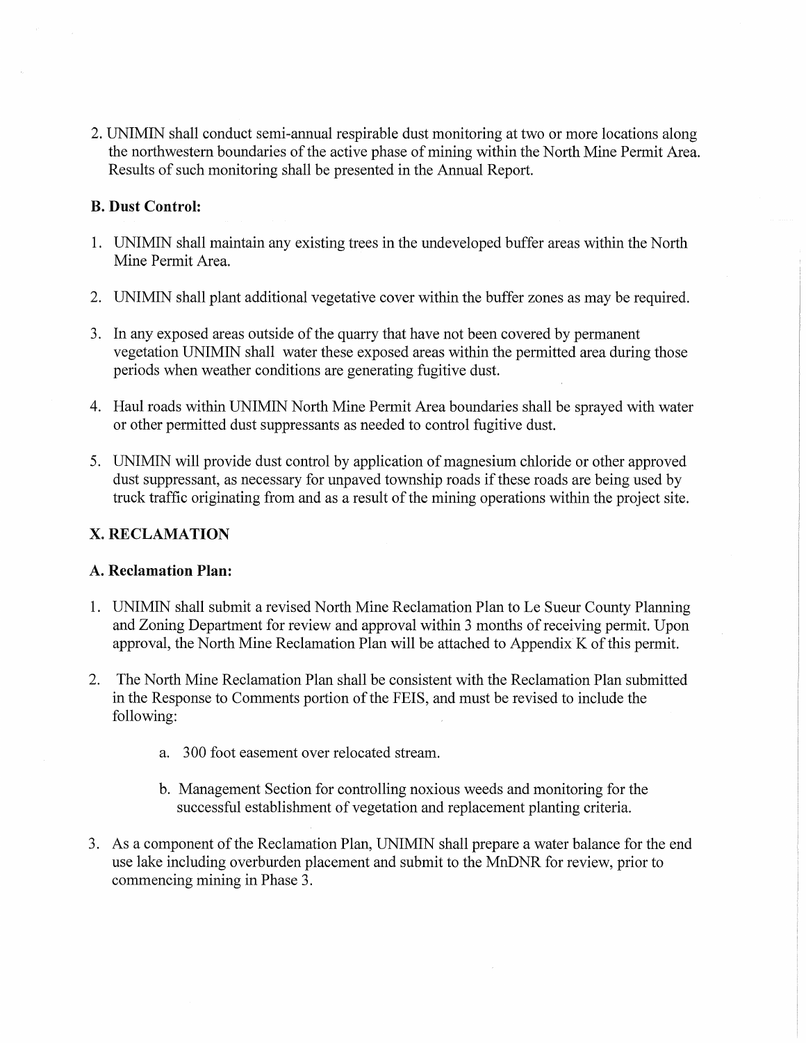2. UNIMIN shall conduct semi-annual respirable dust monitoring at two or more locations along the northwestern boundaries of the active phase of mining within the North Mine Permit Area. Results of such monitoring shall be presented in the Annual Report.

### B. Dust Control:

1. UNIMIN shall maintain any existing trees in the undeveloped buffer areas within the North Mine Permit Area.

2. UNIMIN shall plant additional vegetative cover within the buffer zones as may be required.

3. In any exposed areas outside of the quarry that have not been covered by permanent vegetation UNIMIN shall water these exposed areas within the permitted area during those periods when weather conditions are generating fugitive dust.

4. Haul roads within UNIMIN North Mine Permit Area boundaries shall be sprayed with water or other permitted dust suppressants as needed to control fugitive dust.

5. UNIMIN will provide dust control by application of magnesium chloride or other approved dust suppressant, as necessary for unpaved township roads if these roads are being used by truck traffic originating from and as a result of the mining operations within the project site.

## X. RECLAMATION

### A. Reclamation Plan:

1. UNIMIN shall submit a revised North Mine Reclamation Plan to Le Sueur County Planning and Zoning Department for review and approval within 3 months of receiving permit. Upon approval, the North Mine Reclamation Plan will be attached to Appendix K of this permit.

2. The North Mine Reclamation Plan shall be consistent with the Reclamation Plan submitted in the Response to Comments portion of the FEIS, and must be revised to include the following:

    a. 300 foot easement over relocated stream.

    b. Management Section for controlling noxious weeds and monitoring for the successful establishment of vegetation and replacement planting criteria.

3. As a component of the Reclamation Plan, UNIMIN shall prepare a water balance for the end use lake including overburden placement and submit to the MnDNR for review, prior to commencing mining in Phase 3.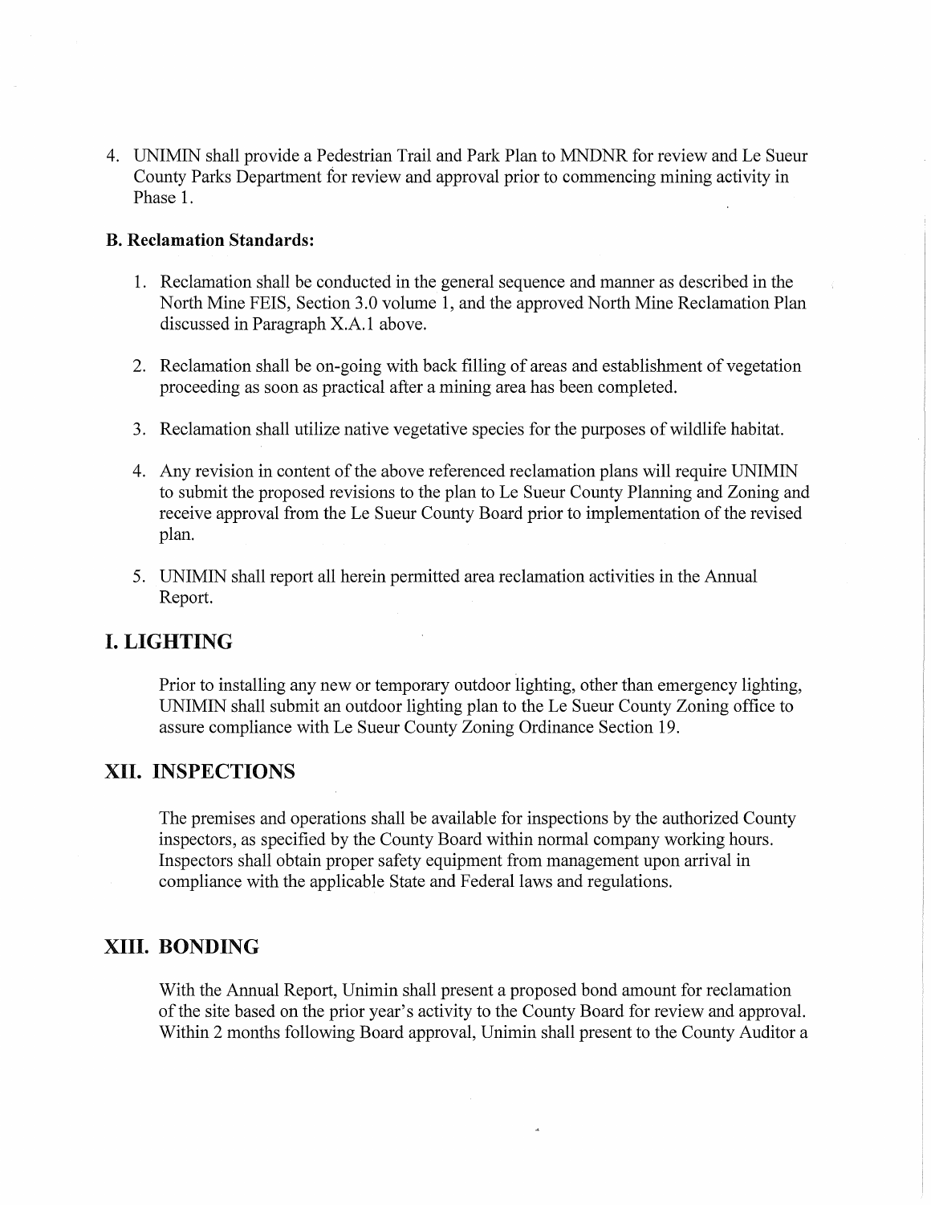4. UNIMIN shall provide a Pedestrian Trail and Park Plan to MNDNR for review and Le Sueur County Parks Department for review and approval prior to commencing mining activity in Phase 1.

**B. Reclamation Standards:**

1. Reclamation shall be conducted in the general sequence and manner as described in the North Mine FEIS, Section 3.0 volume 1, and the approved North Mine Reclamation Plan discussed in Paragraph X.A.1 above.

2. Reclamation shall be on-going with back filling of areas and establishment of vegetation proceeding as soon as practical after a mining area has been completed.

3. Reclamation shall utilize native vegetative species for the purposes of wildlife habitat.

4. Any revision in content of the above referenced reclamation plans will require UNIMIN to submit the proposed revisions to the plan to Le Sueur County Planning and Zoning and receive approval from the Le Sueur County Board prior to implementation of the revised plan.

5. UNIMIN shall report all herein permitted area reclamation activities in the Annual Report.

## I. LIGHTING

Prior to installing any new or temporary outdoor lighting, other than emergency lighting, UNIMIN shall submit an outdoor lighting plan to the Le Sueur County Zoning office to assure compliance with Le Sueur County Zoning Ordinance Section 19.

## XII. INSPECTIONS

The premises and operations shall be available for inspections by the authorized County inspectors, as specified by the County Board within normal company working hours. Inspectors shall obtain proper safety equipment from management upon arrival in compliance with the applicable State and Federal laws and regulations.

## XIII. BONDING

With the Annual Report, Unimin shall present a proposed bond amount for reclamation of the site based on the prior year's activity to the County Board for review and approval. Within 2 months following Board approval, Unimin shall present to the County Auditor a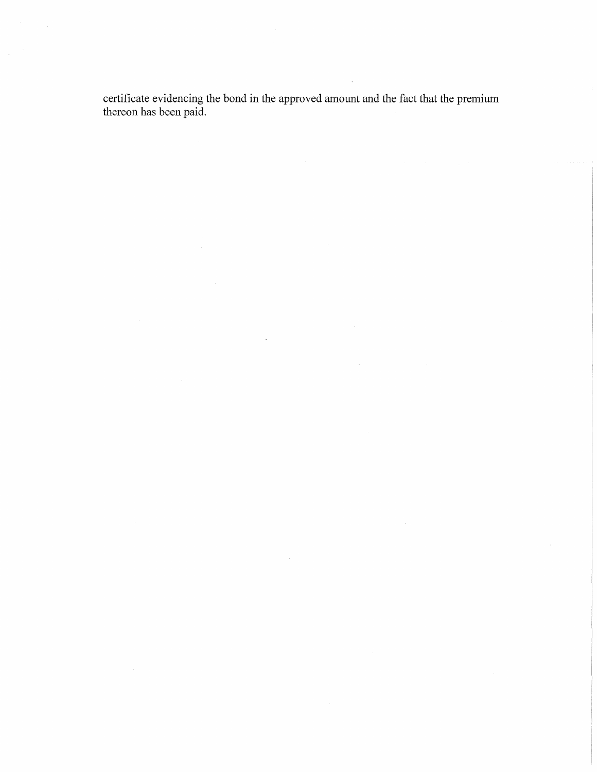certificate evidencing the bond in the approved amount and the fact that the premium thereon has been paid.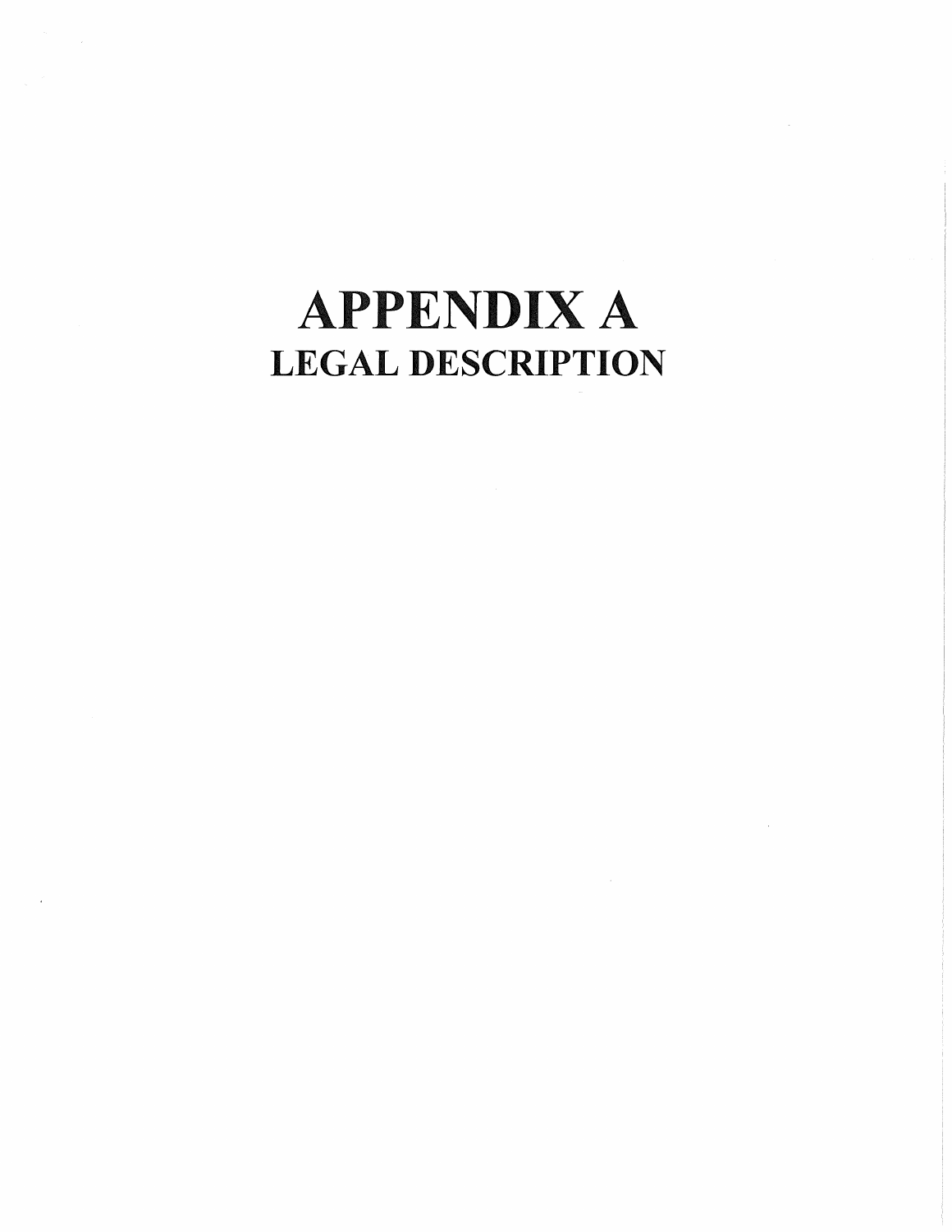# APPENDIX A
## LEGAL DESCRIPTION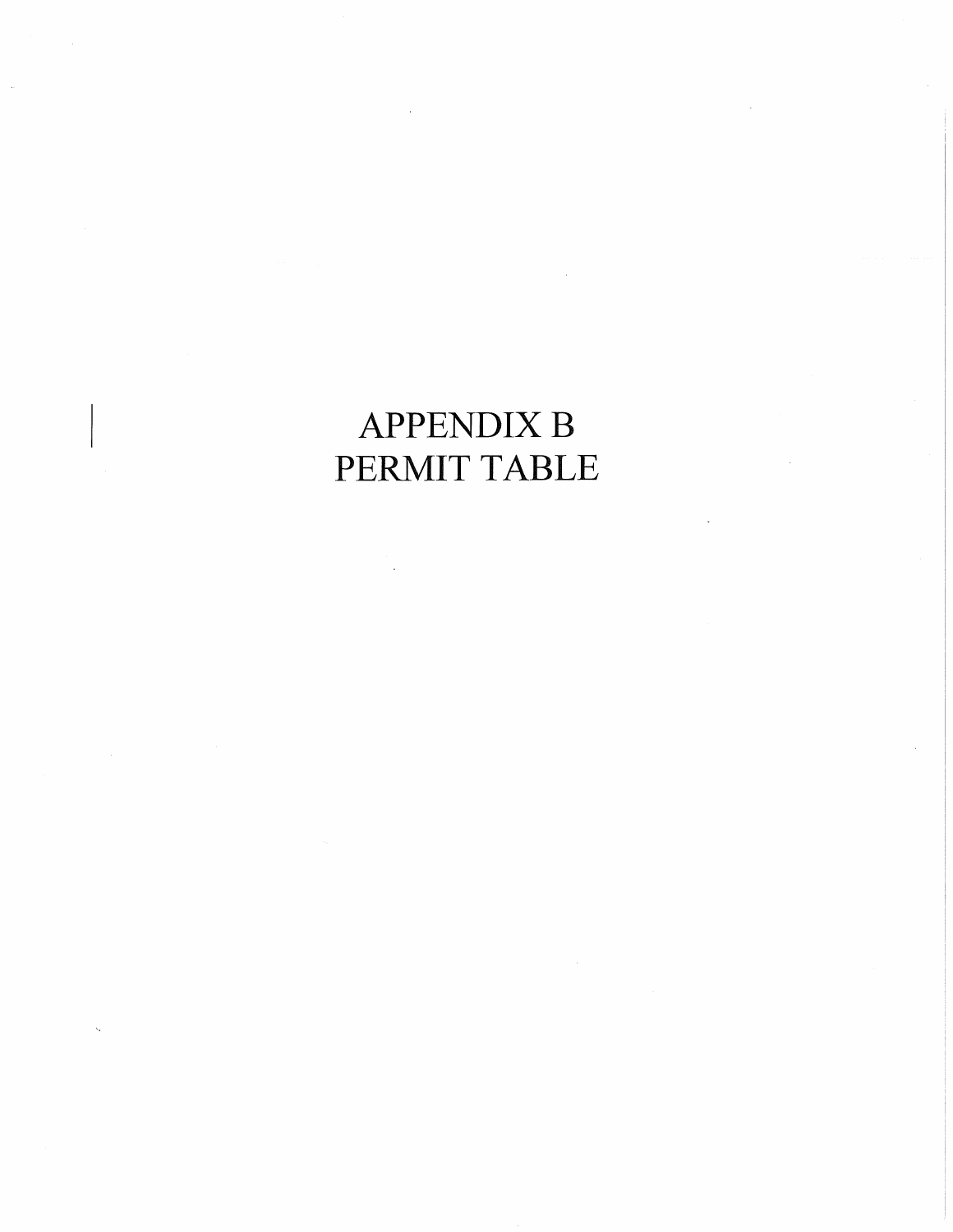# APPENDIX B
# PERMIT TABLE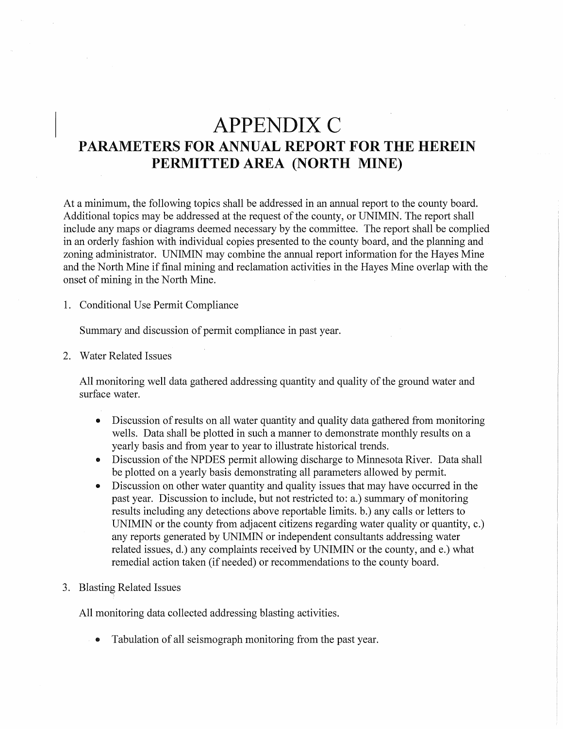# APPENDIX C

## PARAMETERS FOR ANNUAL REPORT FOR THE HEREIN PERMITTED AREA (NORTH MINE)

At a minimum, the following topics shall be addressed in an annual report to the county board. Additional topics may be addressed at the request of the county, or UNIMIN. The report shall include any maps or diagrams deemed necessary by the committee. The report shall be complied in an orderly fashion with individual copies presented to the county board, and the planning and zoning administrator. UNIMIN may combine the annual report information for the Hayes Mine and the North Mine if final mining and reclamation activities in the Hayes Mine overlap with the onset of mining in the North Mine.

1. Conditional Use Permit Compliance

   Summary and discussion of permit compliance in past year.

2. Water Related Issues

   All monitoring well data gathered addressing quantity and quality of the ground water and surface water.

   - Discussion of results on all water quantity and quality data gathered from monitoring wells. Data shall be plotted in such a manner to demonstrate monthly results on a yearly basis and from year to year to illustrate historical trends.
   - Discussion of the NPDES permit allowing discharge to Minnesota River. Data shall be plotted on a yearly basis demonstrating all parameters allowed by permit.
   - Discussion on other water quantity and quality issues that may have occurred in the past year. Discussion to include, but not restricted to: a.) summary of monitoring results including any detections above reportable limits. b.) any calls or letters to UNIMIN or the county from adjacent citizens regarding water quality or quantity, c.) any reports generated by UNIMIN or independent consultants addressing water related issues, d.) any complaints received by UNIMIN or the county, and e.) what remedial action taken (if needed) or recommendations to the county board.

3. Blasting Related Issues

   All monitoring data collected addressing blasting activities.

   - Tabulation of all seismograph monitoring from the past year.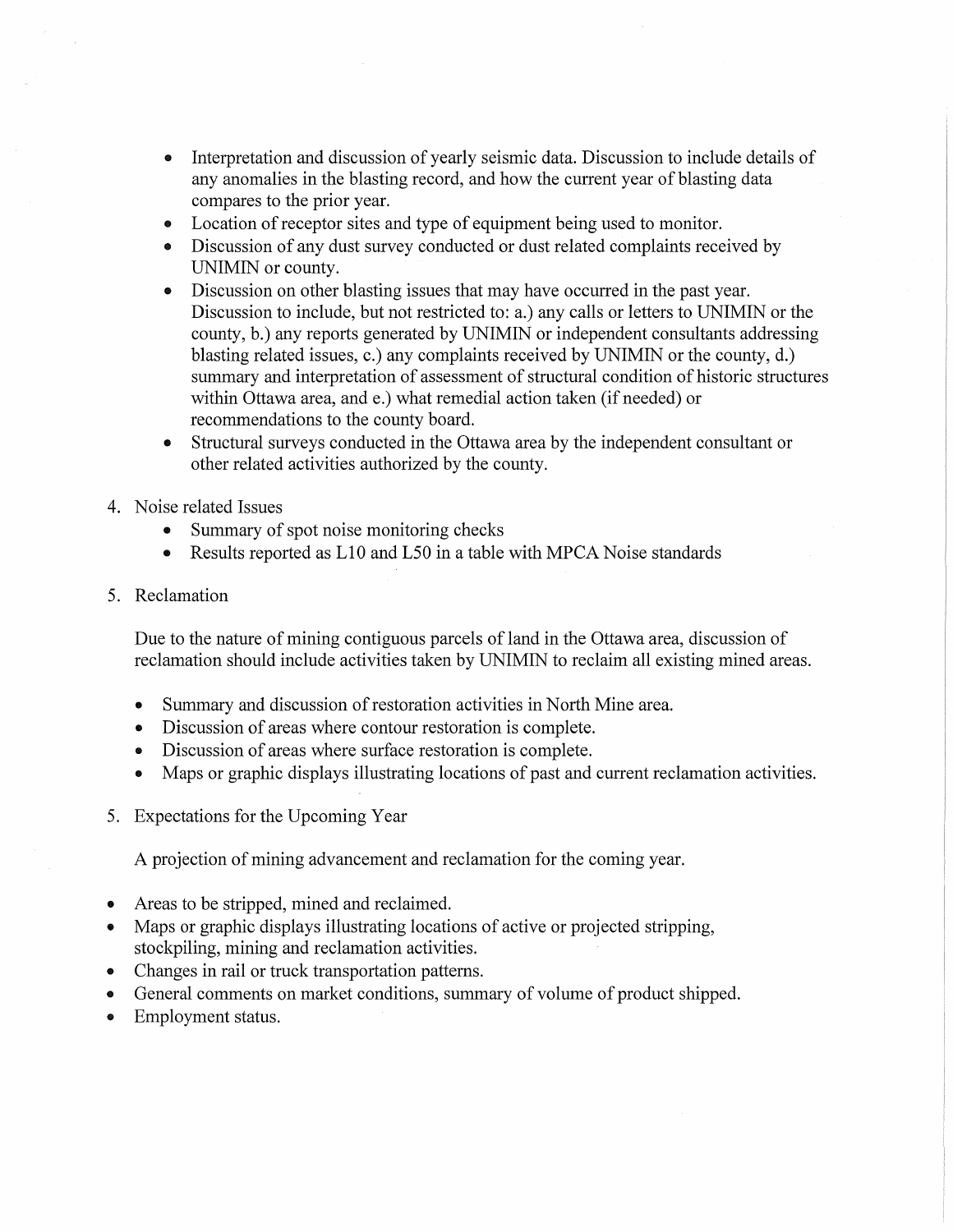- Interpretation and discussion of yearly seismic data. Discussion to include details of any anomalies in the blasting record, and how the current year of blasting data compares to the prior year.
- Location of receptor sites and type of equipment being used to monitor.
- Discussion of any dust survey conducted or dust related complaints received by UNIMIN or county.
- Discussion on other blasting issues that may have occurred in the past year. Discussion to include, but not restricted to: a.) any calls or letters to UNIMIN or the county, b.) any reports generated by UNIMIN or independent consultants addressing blasting related issues, c.) any complaints received by UNIMIN or the county, d.) summary and interpretation of assessment of structural condition of historic structures within Ottawa area, and e.) what remedial action taken (if needed) or recommendations to the county board.
- Structural surveys conducted in the Ottawa area by the independent consultant or other related activities authorized by the county.

4. Noise related Issues
   - Summary of spot noise monitoring checks
   - Results reported as L10 and L50 in a table with MPCA Noise standards

5. Reclamation

   Due to the nature of mining contiguous parcels of land in the Ottawa area, discussion of reclamation should include activities taken by UNIMIN to reclaim all existing mined areas.

   - Summary and discussion of restoration activities in North Mine area.
   - Discussion of areas where contour restoration is complete.
   - Discussion of areas where surface restoration is complete.
   - Maps or graphic displays illustrating locations of past and current reclamation activities.

5. Expectations for the Upcoming Year

   A projection of mining advancement and reclamation for the coming year.

- Areas to be stripped, mined and reclaimed.
- Maps or graphic displays illustrating locations of active or projected stripping, stockpiling, mining and reclamation activities.
- Changes in rail or truck transportation patterns.
- General comments on market conditions, summary of volume of product shipped.
- Employment status.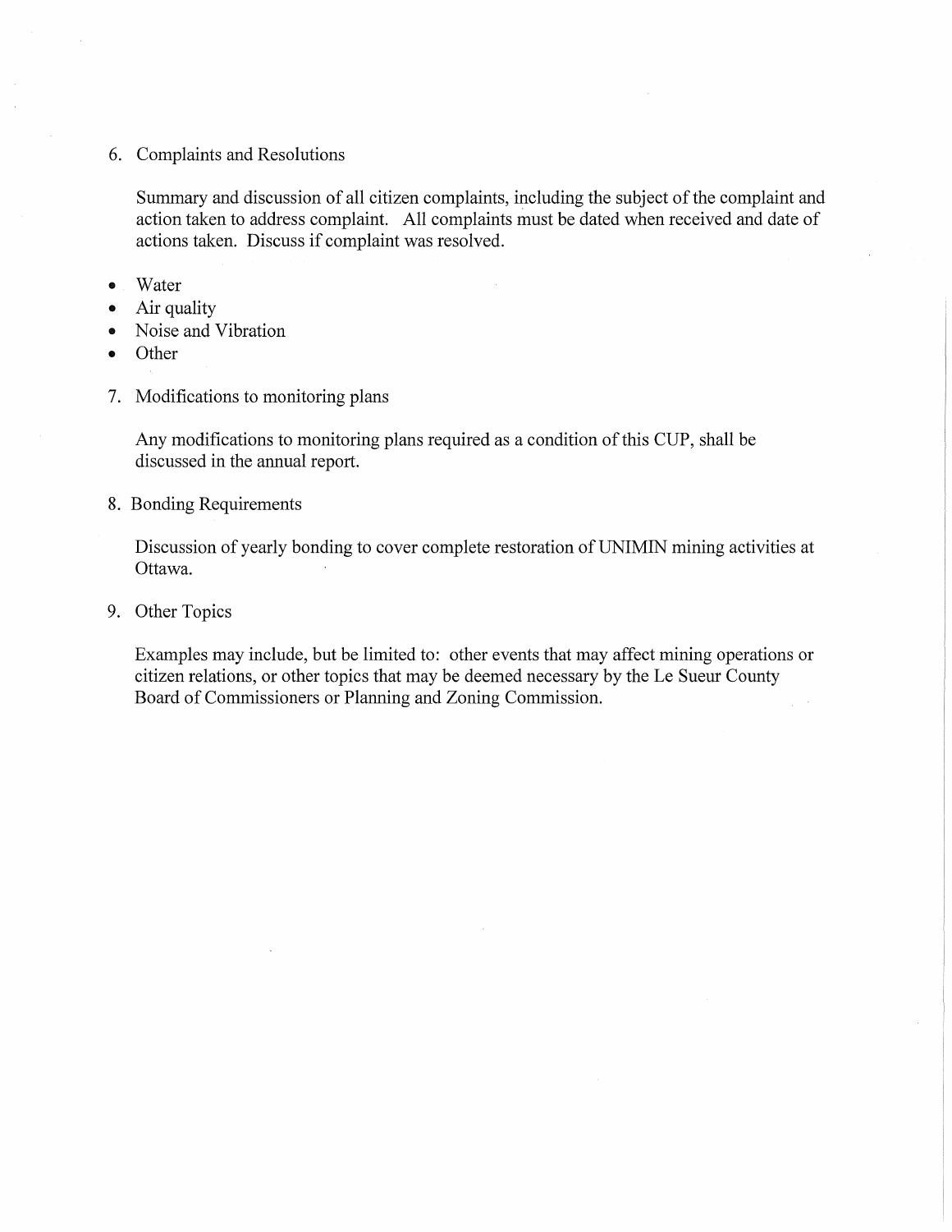6. Complaints and Resolutions

   Summary and discussion of all citizen complaints, including the subject of the complaint and action taken to address complaint. All complaints must be dated when received and date of actions taken. Discuss if complaint was resolved.

- Water
- Air quality
- Noise and Vibration
- Other

7. Modifications to monitoring plans

   Any modifications to monitoring plans required as a condition of this CUP, shall be discussed in the annual report.

8. Bonding Requirements

   Discussion of yearly bonding to cover complete restoration of UNIMIN mining activities at Ottawa.

9. Other Topics

   Examples may include, but be limited to: other events that may affect mining operations or citizen relations, or other topics that may be deemed necessary by the Le Sueur County Board of Commissioners or Planning and Zoning Commission.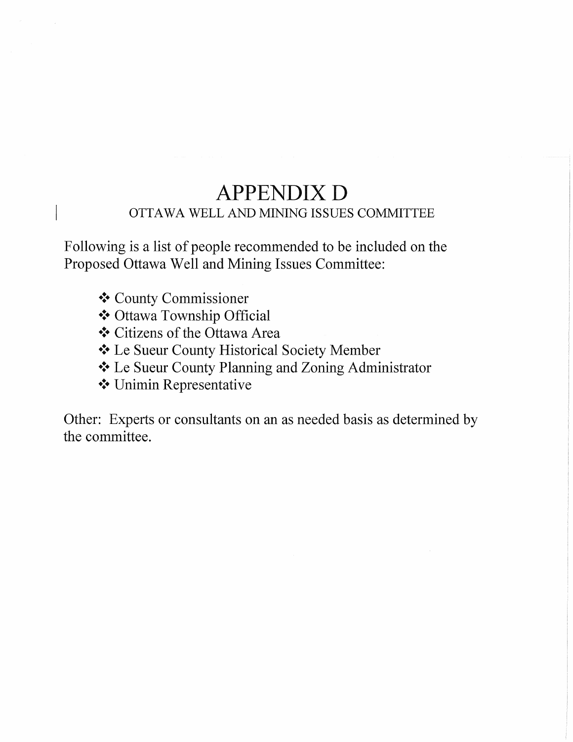# APPENDIX D

## OTTAWA WELL AND MINING ISSUES COMMITTEE

Following is a list of people recommended to be included on the Proposed Ottawa Well and Mining Issues Committee:

- County Commissioner
- Ottawa Township Official
- Citizens of the Ottawa Area
- Le Sueur County Historical Society Member
- Le Sueur County Planning and Zoning Administrator
- Unimin Representative

Other: Experts or consultants on an as needed basis as determined by the committee.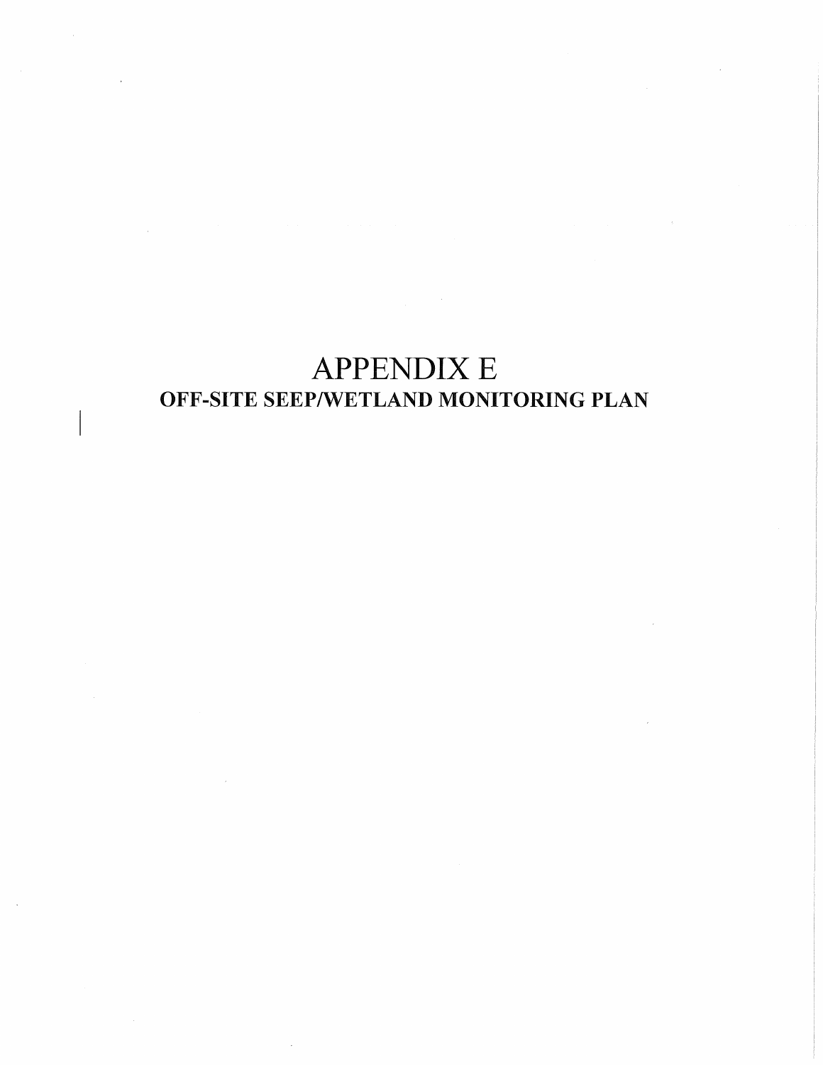# APPENDIX E

## OFF-SITE SEEP/WETLAND MONITORING PLAN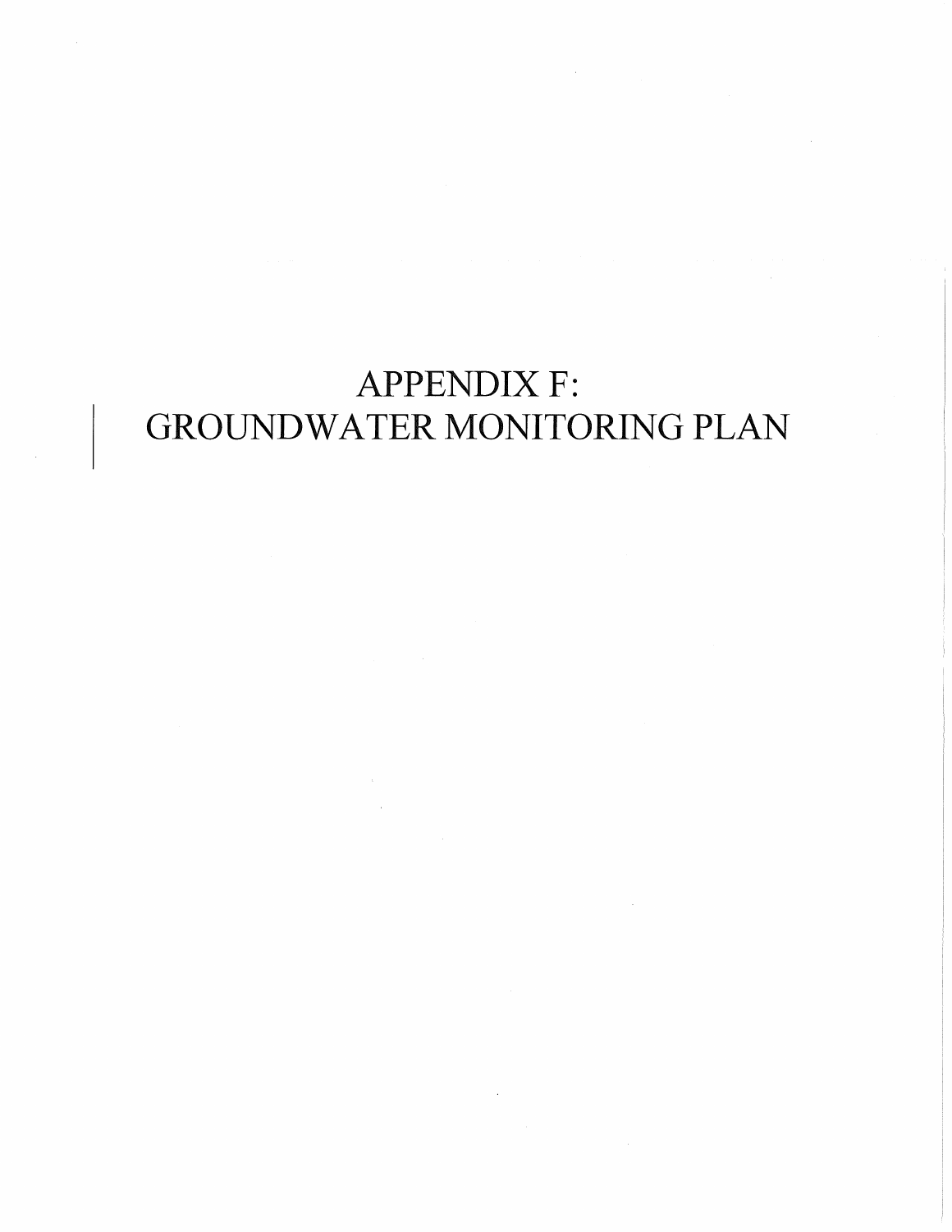# APPENDIX F:
# GROUNDWATER MONITORING PLAN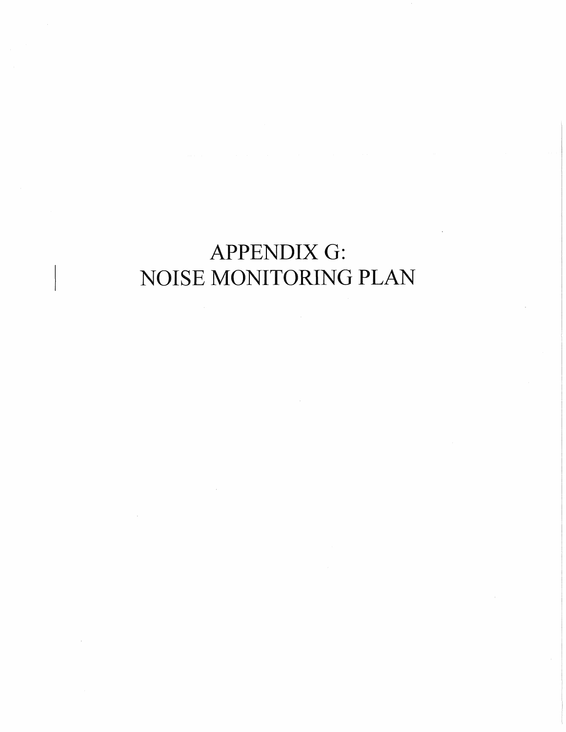# APPENDIX G:
# NOISE MONITORING PLAN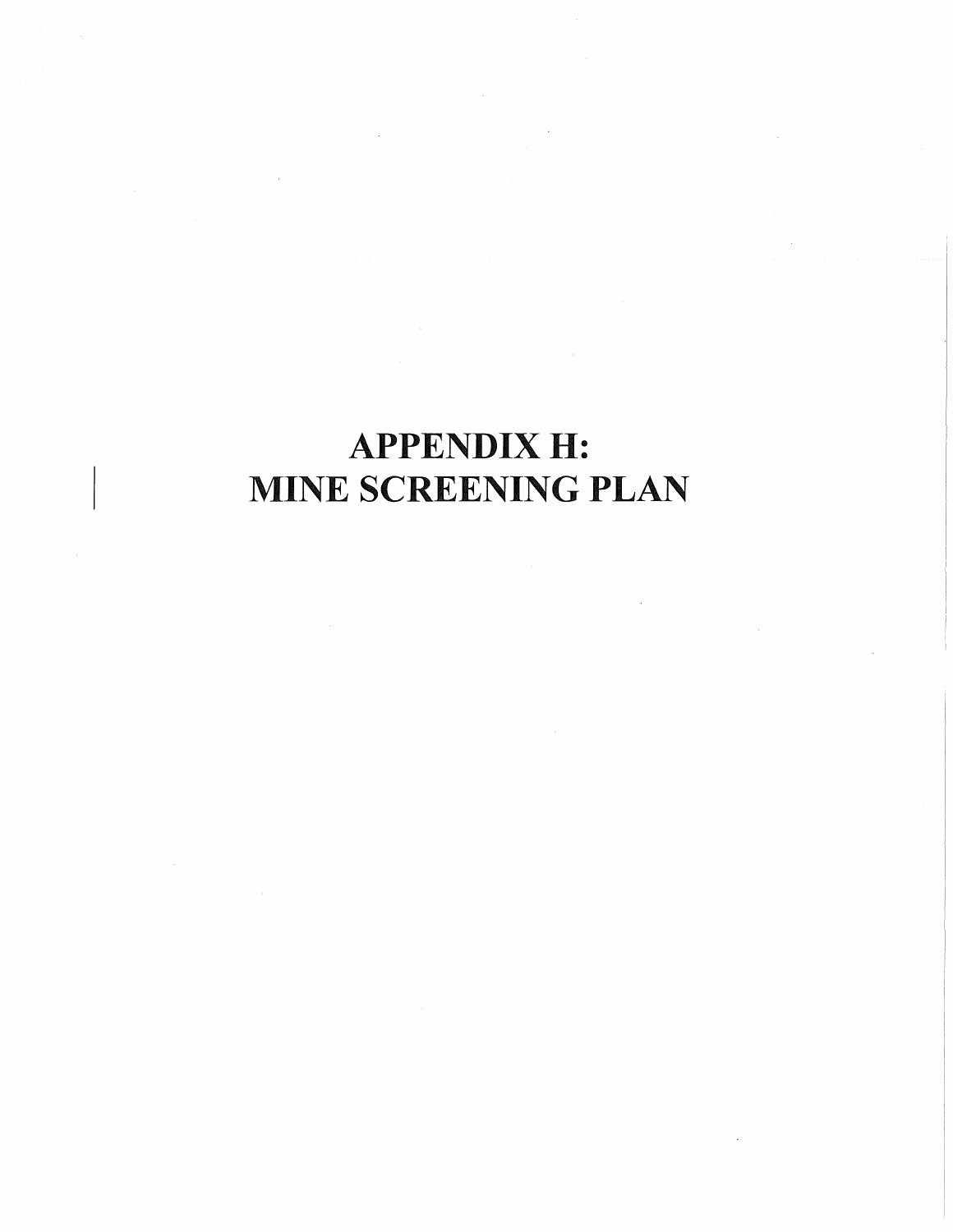# APPENDIX H:
# MINE SCREENING PLAN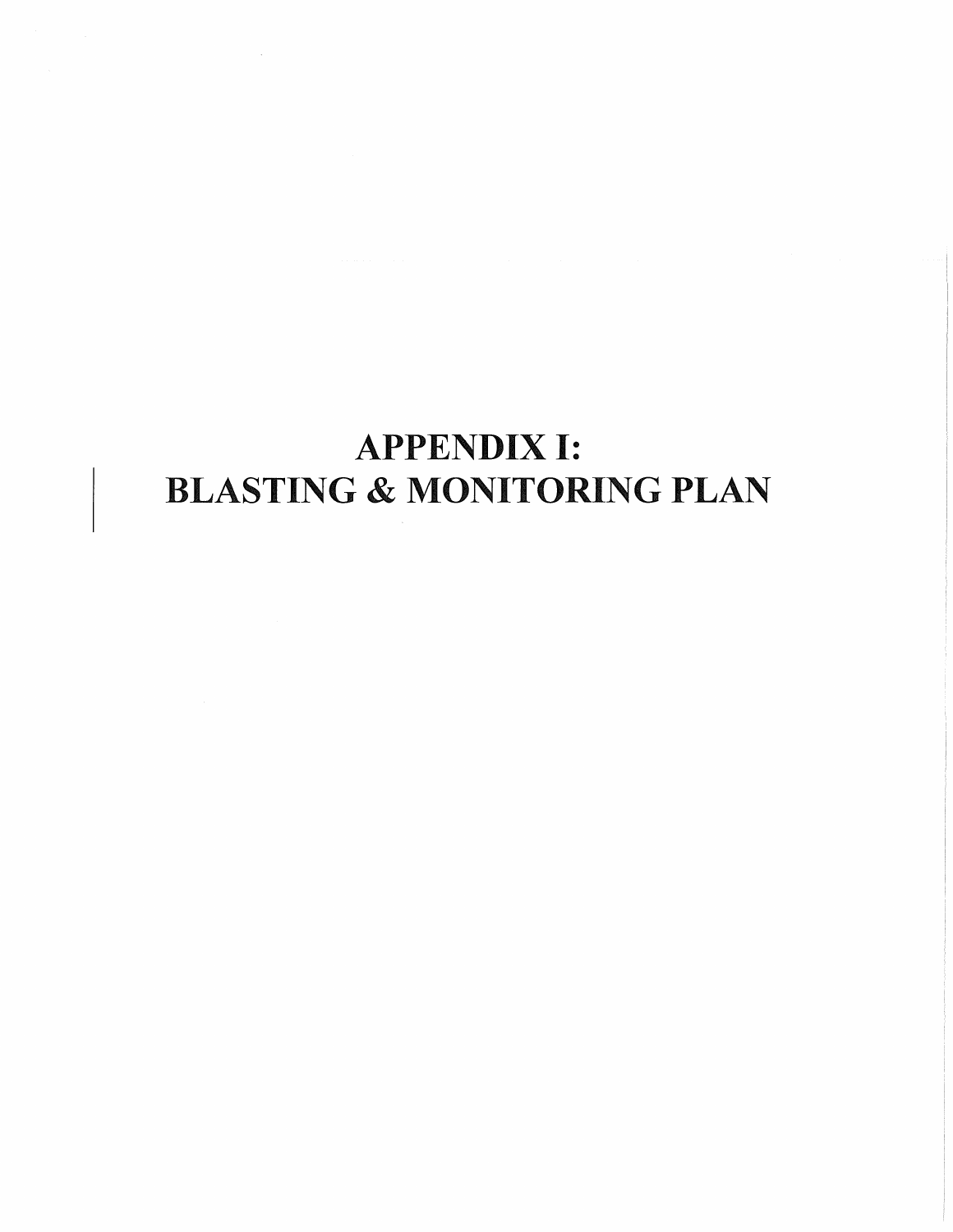# APPENDIX I:
# BLASTING & MONITORING PLAN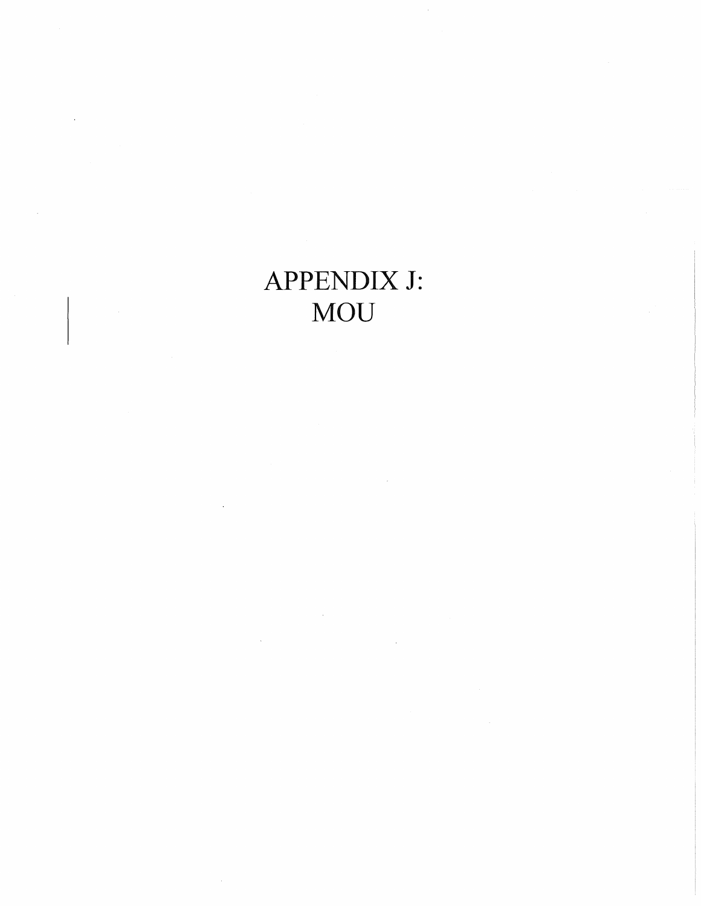# APPENDIX J:
# MOU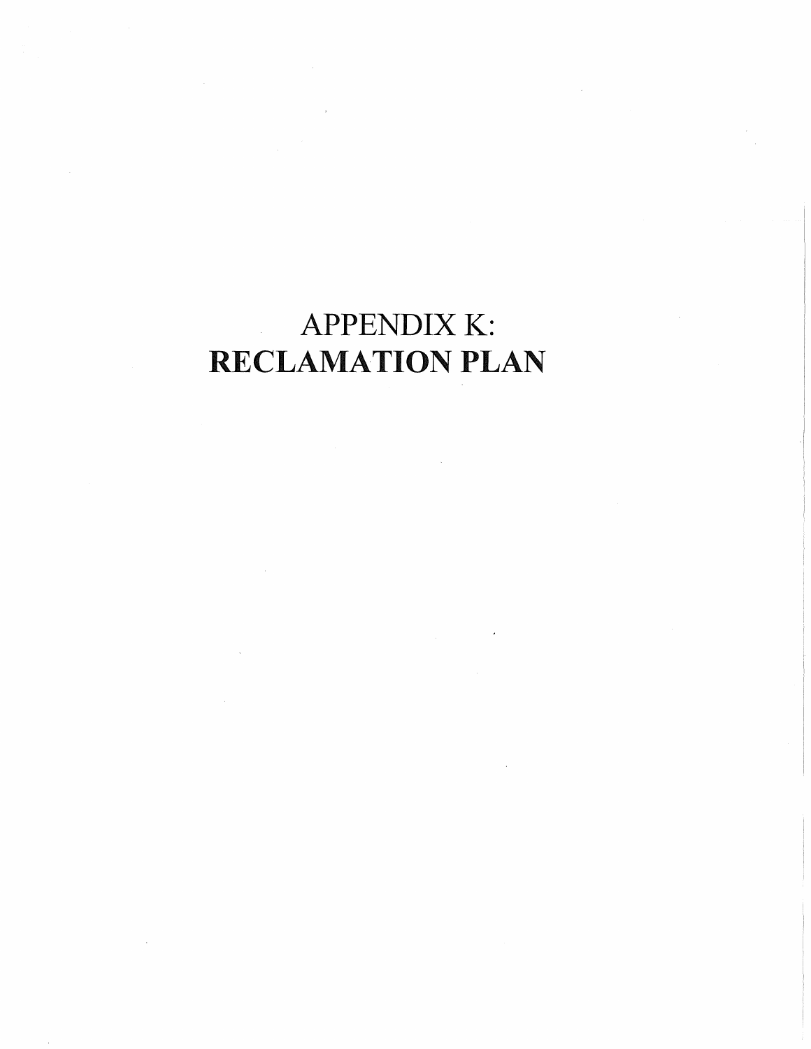# APPENDIX K:
# RECLAMATION PLAN